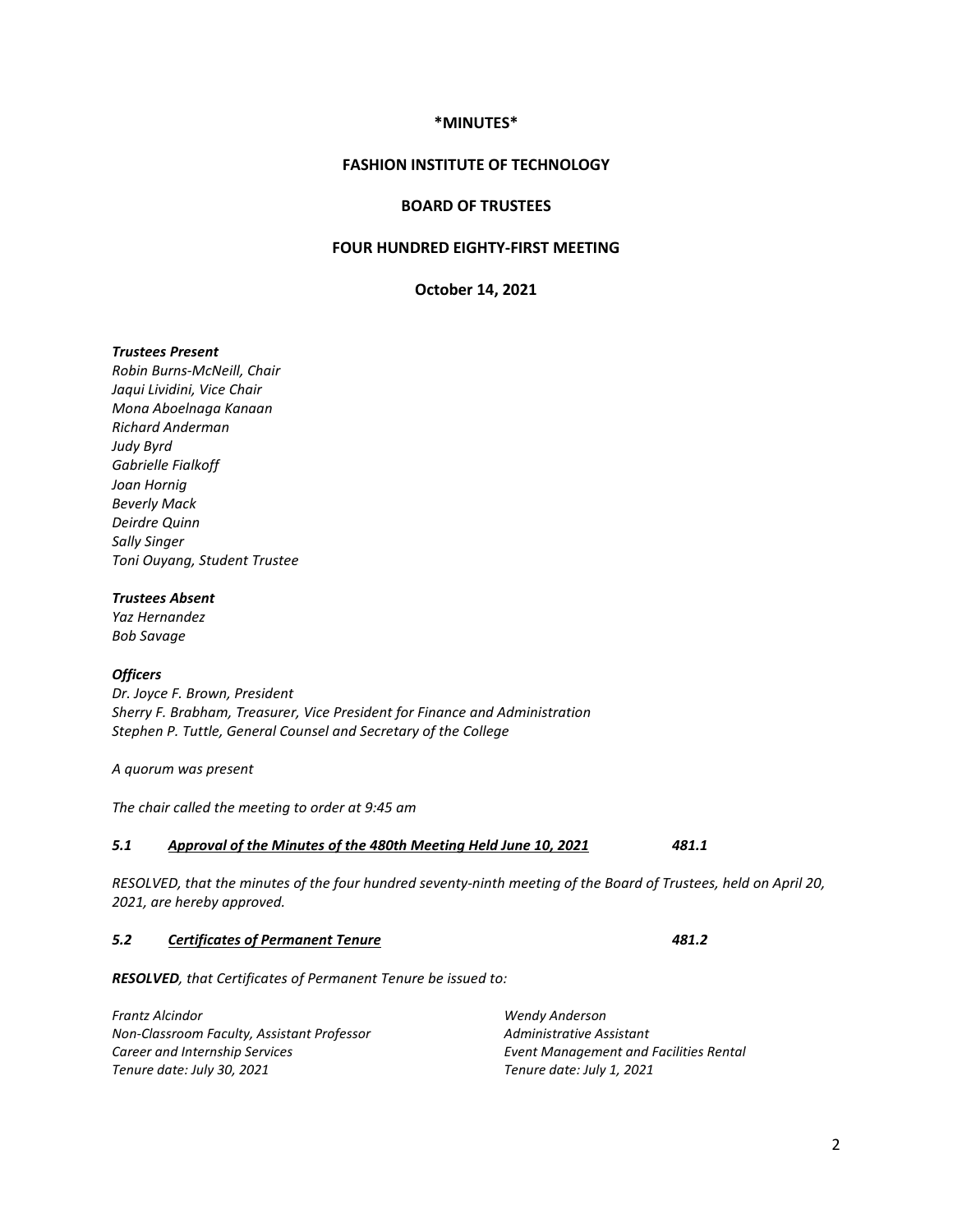**\*MINUTES\***

**FASHION INSTITUTE OF TECHNOLOGY**

**BOARD OF TRUSTEES**

**FOUR HUNDRED EIGHTY-FIRST MEETING**

**October 14, 2021**

***Trustees Present***
*Robin Burns-McNeill, Chair*
*Jaqui Lividini, Vice Chair*
*Mona Aboelnaga Kanaan*
*Richard Anderman*
*Judy Byrd*
*Gabrielle Fialkoff*
*Joan Hornig*
*Beverly Mack*
*Deirdre Quinn*
*Sally Singer*
*Toni Ouyang, Student Trustee*

***Trustees Absent***
*Yaz Hernandez*
*Bob Savage*

***Officers***
*Dr. Joyce F. Brown, President*
*Sherry F. Brabham, Treasurer, Vice President for Finance and Administration*
*Stephen P. Tuttle, General Counsel and Secretary of the College*

*A quorum was present*

*The chair called the meeting to order at 9:45 am*

***5.1 Approval of the Minutes of the 480th Meeting Held June 10, 2021*** ***481.1***

*RESOLVED, that the minutes of the four hundred seventy-ninth meeting of the Board of Trustees, held on April 20, 2021, are hereby approved.*

***5.2 Certificates of Permanent Tenure*** ***481.2***

***RESOLVED**, that Certificates of Permanent Tenure be issued to:*

*Frantz Alcindor*
*Non-Classroom Faculty, Assistant Professor*
*Career and Internship Services*
*Tenure date: July 30, 2021*

*Wendy Anderson*
*Administrative Assistant*
*Event Management and Facilities Rental*
*Tenure date: July 1, 2021*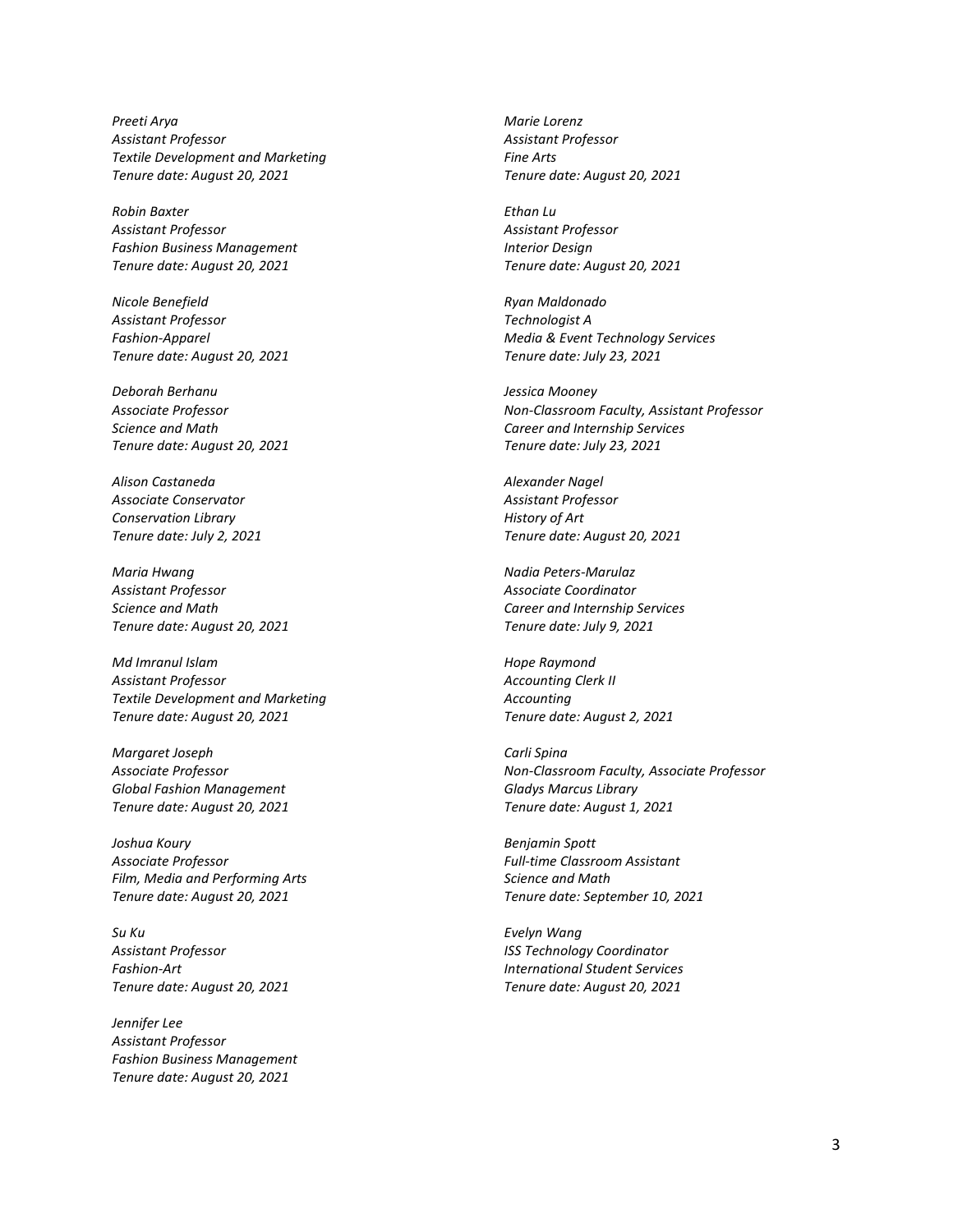*Preeti Arya*
*Assistant Professor*
*Textile Development and Marketing*
*Tenure date: August 20, 2021*

*Robin Baxter*
*Assistant Professor*
*Fashion Business Management*
*Tenure date: August 20, 2021*

*Nicole Benefield*
*Assistant Professor*
*Fashion-Apparel*
*Tenure date: August 20, 2021*

*Deborah Berhanu*
*Associate Professor*
*Science and Math*
*Tenure date: August 20, 2021*

*Alison Castaneda*
*Associate Conservator*
*Conservation Library*
*Tenure date: July 2, 2021*

*Maria Hwang*
*Assistant Professor*
*Science and Math*
*Tenure date: August 20, 2021*

*Md Imranul Islam*
*Assistant Professor*
*Textile Development and Marketing*
*Tenure date: August 20, 2021*

*Margaret Joseph*
*Associate Professor*
*Global Fashion Management*
*Tenure date: August 20, 2021*

*Joshua Koury*
*Associate Professor*
*Film, Media and Performing Arts*
*Tenure date: August 20, 2021*

*Su Ku*
*Assistant Professor*
*Fashion-Art*
*Tenure date: August 20, 2021*

*Jennifer Lee*
*Assistant Professor*
*Fashion Business Management*
*Tenure date: August 20, 2021*

*Marie Lorenz*
*Assistant Professor*
*Fine Arts*
*Tenure date: August 20, 2021*

*Ethan Lu*
*Assistant Professor*
*Interior Design*
*Tenure date: August 20, 2021*

*Ryan Maldonado*
*Technologist A*
*Media & Event Technology Services*
*Tenure date: July 23, 2021*

*Jessica Mooney*
*Non-Classroom Faculty, Assistant Professor*
*Career and Internship Services*
*Tenure date: July 23, 2021*

*Alexander Nagel*
*Assistant Professor*
*History of Art*
*Tenure date: August 20, 2021*

*Nadia Peters-Marulaz*
*Associate Coordinator*
*Career and Internship Services*
*Tenure date: July 9, 2021*

*Hope Raymond*
*Accounting Clerk II*
*Accounting*
*Tenure date: August 2, 2021*

*Carli Spina*
*Non-Classroom Faculty, Associate Professor*
*Gladys Marcus Library*
*Tenure date: August 1, 2021*

*Benjamin Spott*
*Full-time Classroom Assistant*
*Science and Math*
*Tenure date: September 10, 2021*

*Evelyn Wang*
*ISS Technology Coordinator*
*International Student Services*
*Tenure date: August 20, 2021*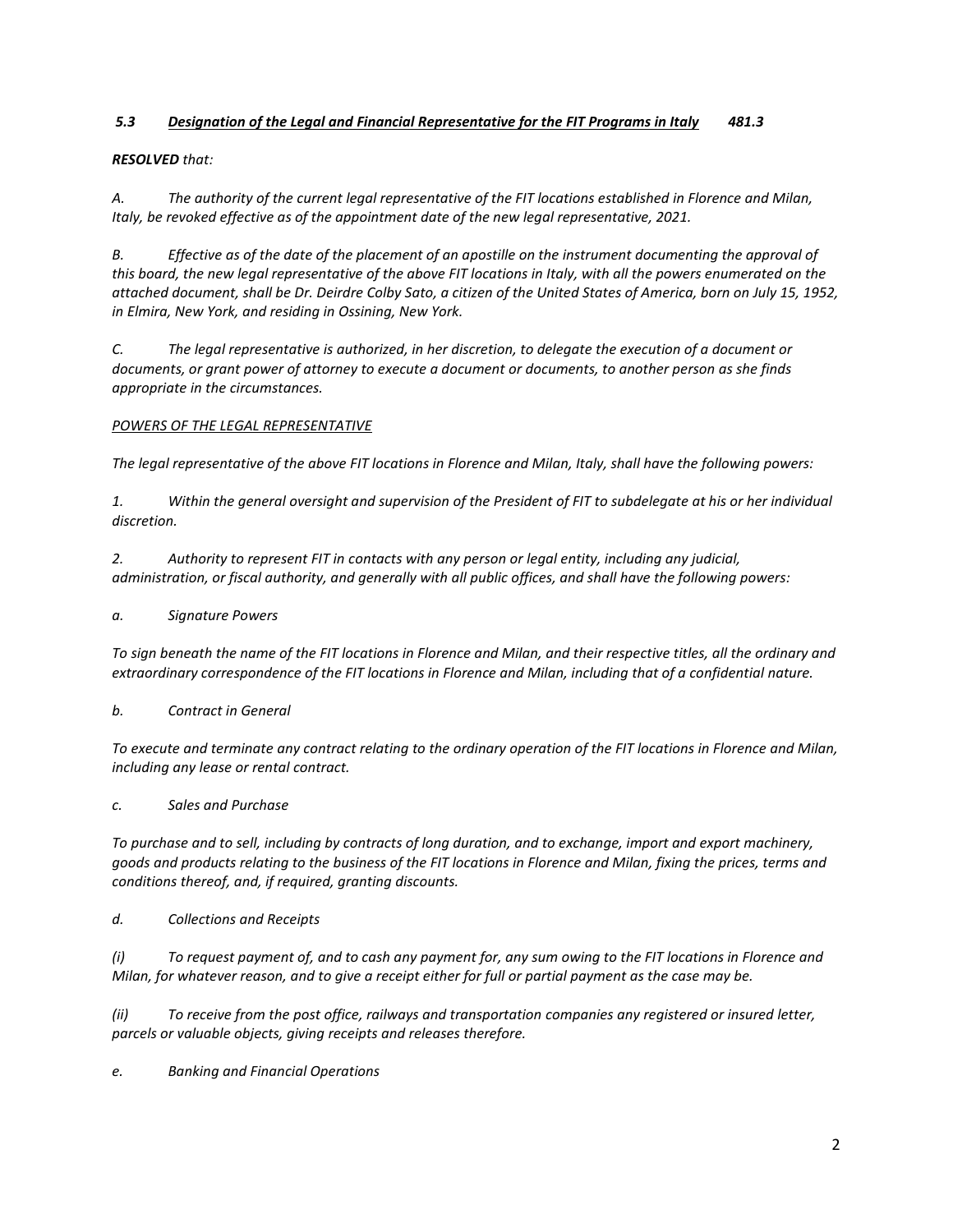### *5.3 <u>Designation of the Legal and Financial Representative for the FIT Programs in Italy</u> 481.3*

***RESOLVED*** *that:*

*A. The authority of the current legal representative of the FIT locations established in Florence and Milan, Italy, be revoked effective as of the appointment date of the new legal representative, 2021.*

*B. Effective as of the date of the placement of an apostille on the instrument documenting the approval of this board, the new legal representative of the above FIT locations in Italy, with all the powers enumerated on the attached document, shall be Dr. Deirdre Colby Sato, a citizen of the United States of America, born on July 15, 1952, in Elmira, New York, and residing in Ossining, New York.*

*C. The legal representative is authorized, in her discretion, to delegate the execution of a document or documents, or grant power of attorney to execute a document or documents, to another person as she finds appropriate in the circumstances.*

*<u>POWERS OF THE LEGAL REPRESENTATIVE</u>*

*The legal representative of the above FIT locations in Florence and Milan, Italy, shall have the following powers:*

*1. Within the general oversight and supervision of the President of FIT to subdelegate at his or her individual discretion.*

*2. Authority to represent FIT in contacts with any person or legal entity, including any judicial, administration, or fiscal authority, and generally with all public offices, and shall have the following powers:*

*a. Signature Powers*

*To sign beneath the name of the FIT locations in Florence and Milan, and their respective titles, all the ordinary and extraordinary correspondence of the FIT locations in Florence and Milan, including that of a confidential nature.*

*b. Contract in General*

*To execute and terminate any contract relating to the ordinary operation of the FIT locations in Florence and Milan, including any lease or rental contract.*

*c. Sales and Purchase*

*To purchase and to sell, including by contracts of long duration, and to exchange, import and export machinery, goods and products relating to the business of the FIT locations in Florence and Milan, fixing the prices, terms and conditions thereof, and, if required, granting discounts.*

*d. Collections and Receipts*

*(i) To request payment of, and to cash any payment for, any sum owing to the FIT locations in Florence and Milan, for whatever reason, and to give a receipt either for full or partial payment as the case may be.*

*(ii) To receive from the post office, railways and transportation companies any registered or insured letter, parcels or valuable objects, giving receipts and releases therefore.*

*e. Banking and Financial Operations*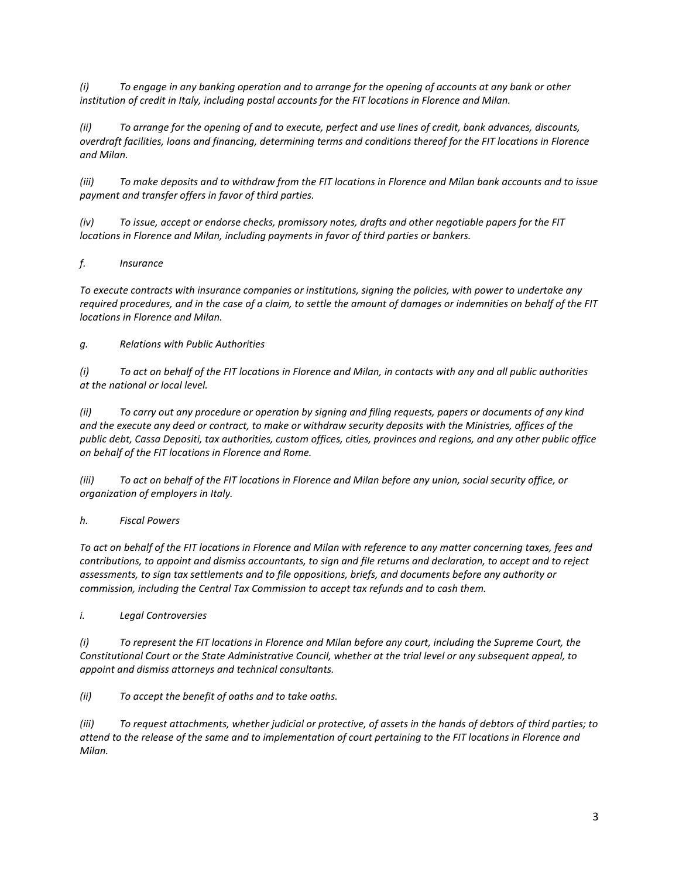*(i) To engage in any banking operation and to arrange for the opening of accounts at any bank or other institution of credit in Italy, including postal accounts for the FIT locations in Florence and Milan.*

*(ii) To arrange for the opening of and to execute, perfect and use lines of credit, bank advances, discounts, overdraft facilities, loans and financing, determining terms and conditions thereof for the FIT locations in Florence and Milan.*

*(iii) To make deposits and to withdraw from the FIT locations in Florence and Milan bank accounts and to issue payment and transfer offers in favor of third parties.*

*(iv) To issue, accept or endorse checks, promissory notes, drafts and other negotiable papers for the FIT locations in Florence and Milan, including payments in favor of third parties or bankers.*

*f. Insurance*

*To execute contracts with insurance companies or institutions, signing the policies, with power to undertake any required procedures, and in the case of a claim, to settle the amount of damages or indemnities on behalf of the FIT locations in Florence and Milan.*

*g. Relations with Public Authorities*

*(i) To act on behalf of the FIT locations in Florence and Milan, in contacts with any and all public authorities at the national or local level.*

*(ii) To carry out any procedure or operation by signing and filing requests, papers or documents of any kind and the execute any deed or contract, to make or withdraw security deposits with the Ministries, offices of the public debt, Cassa Depositi, tax authorities, custom offices, cities, provinces and regions, and any other public office on behalf of the FIT locations in Florence and Rome.*

*(iii) To act on behalf of the FIT locations in Florence and Milan before any union, social security office, or organization of employers in Italy.*

*h. Fiscal Powers*

*To act on behalf of the FIT locations in Florence and Milan with reference to any matter concerning taxes, fees and contributions, to appoint and dismiss accountants, to sign and file returns and declaration, to accept and to reject assessments, to sign tax settlements and to file oppositions, briefs, and documents before any authority or commission, including the Central Tax Commission to accept tax refunds and to cash them.*

*i. Legal Controversies*

*(i) To represent the FIT locations in Florence and Milan before any court, including the Supreme Court, the Constitutional Court or the State Administrative Council, whether at the trial level or any subsequent appeal, to appoint and dismiss attorneys and technical consultants.*

*(ii) To accept the benefit of oaths and to take oaths.*

*(iii) To request attachments, whether judicial or protective, of assets in the hands of debtors of third parties; to attend to the release of the same and to implementation of court pertaining to the FIT locations in Florence and Milan.*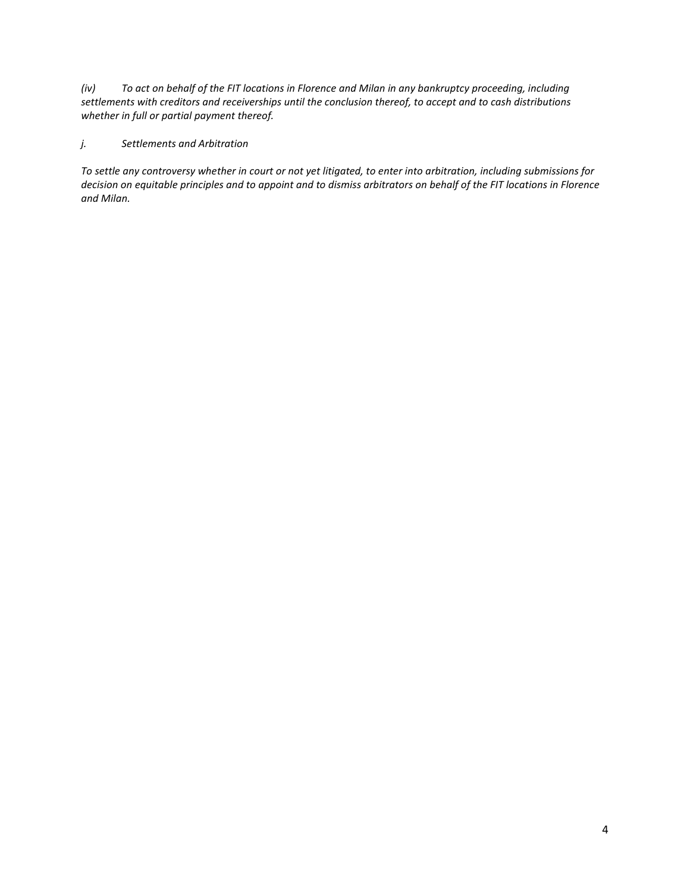*(iv) To act on behalf of the FIT locations in Florence and Milan in any bankruptcy proceeding, including settlements with creditors and receiverships until the conclusion thereof, to accept and to cash distributions whether in full or partial payment thereof.*

*j. Settlements and Arbitration*

*To settle any controversy whether in court or not yet litigated, to enter into arbitration, including submissions for decision on equitable principles and to appoint and to dismiss arbitrators on behalf of the FIT locations in Florence and Milan.*